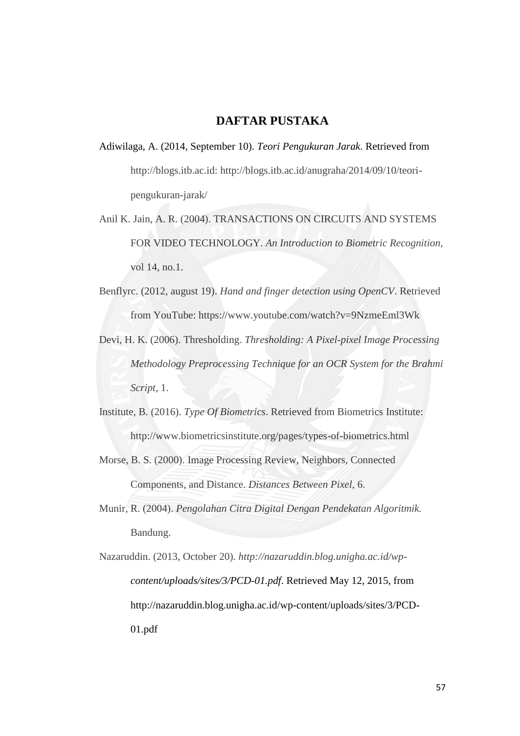# DAFTAR PUSTAKA

Adiwilaga, A. (2014, September 10). *Teori Pengukuran Jarak*. Retrieved from http://blogs.itb.ac.id: http://blogs.itb.ac.id/anugraha/2014/09/10/teori-pengukuran-jarak/

Anil K. Jain, A. R. (2004). TRANSACTIONS ON CIRCUITS AND SYSTEMS FOR VIDEO TECHNOLOGY. *An Introduction to Biometric Recognition*, vol 14, no.1.

Benflyrc. (2012, august 19). *Hand and finger detection using OpenCV*. Retrieved from YouTube: https://www.youtube.com/watch?v=9NzmeEml3Wk

Devi, H. K. (2006). Thresholding. *Thresholding: A Pixel-pixel Image Processing Methodology Preprocessing Technique for an OCR System for the Brahmi Script*, 1.

Institute, B. (2016). *Type Of Biometrics*. Retrieved from Biometrics Institute: http://www.biometricsinstitute.org/pages/types-of-biometrics.html

Morse, B. S. (2000). Image Processing Review, Neighbors, Connected Components, and Distance. *Distances Between Pixel*, 6.

Munir, R. (2004). *Pengolahan Citra Digital Dengan Pendekatan Algoritmik.* Bandung.

Nazaruddin. (2013, October 20). *http://nazaruddin.blog.unigha.ac.id/wp-content/uploads/sites/3/PCD-01.pdf*. Retrieved May 12, 2015, from http://nazaruddin.blog.unigha.ac.id/wp-content/uploads/sites/3/PCD-01.pdf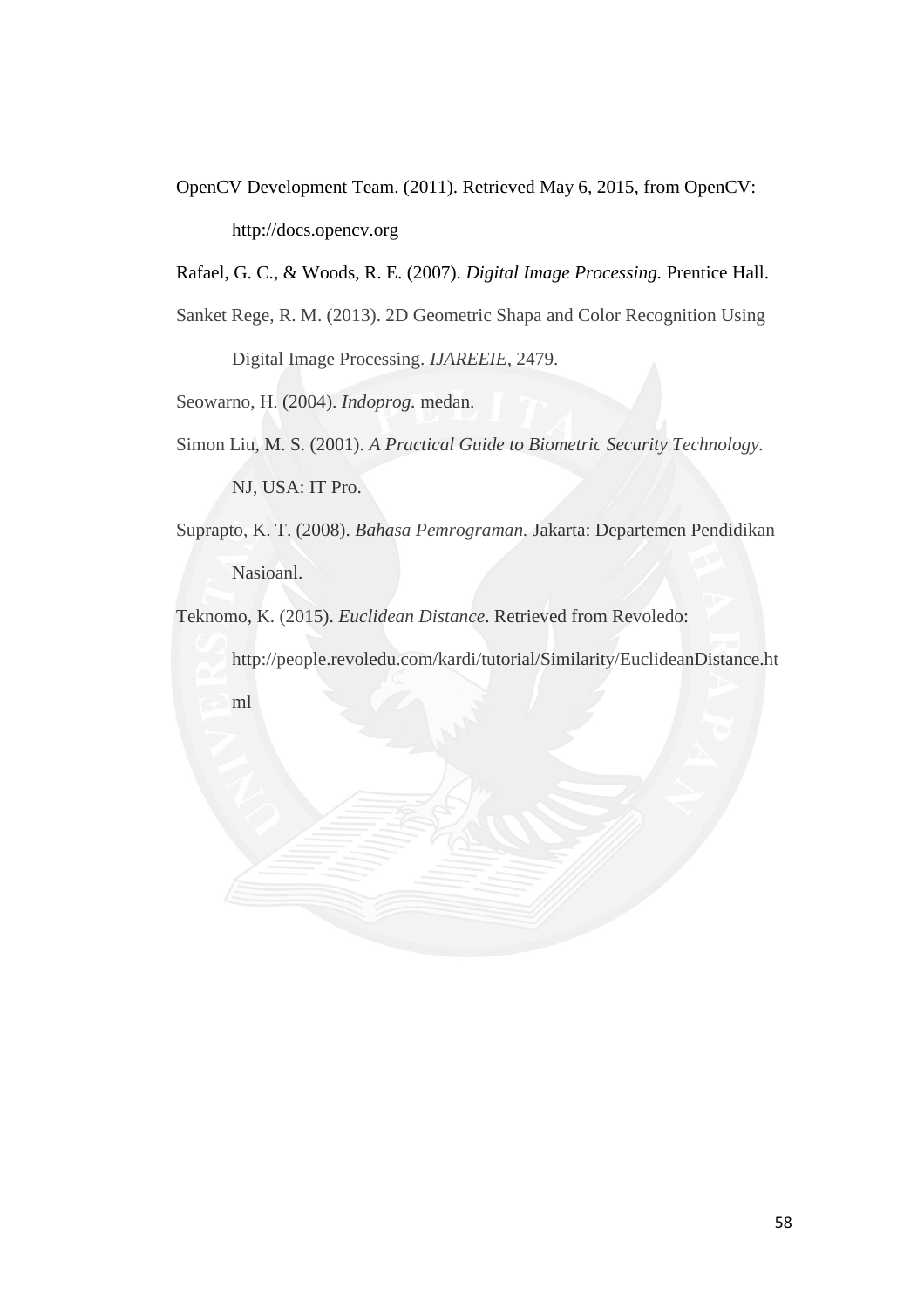OpenCV Development Team. (2011). Retrieved May 6, 2015, from OpenCV: http://docs.opencv.org

Rafael, G. C., & Woods, R. E. (2007). *Digital Image Processing.* Prentice Hall.

Sanket Rege, R. M. (2013). 2D Geometric Shapa and Color Recognition Using Digital Image Processing. *IJAREEIE*, 2479.

Seowarno, H. (2004). *Indoprog.* medan.

Simon Liu, M. S. (2001). *A Practical Guide to Biometric Security Technology.* NJ, USA: IT Pro.

Suprapto, K. T. (2008). *Bahasa Pemrograman.* Jakarta: Departemen Pendidikan Nasioanl.

Teknomo, K. (2015). *Euclidean Distance*. Retrieved from Revoledo: http://people.revoledu.com/kardi/tutorial/Similarity/EuclideanDistance.html